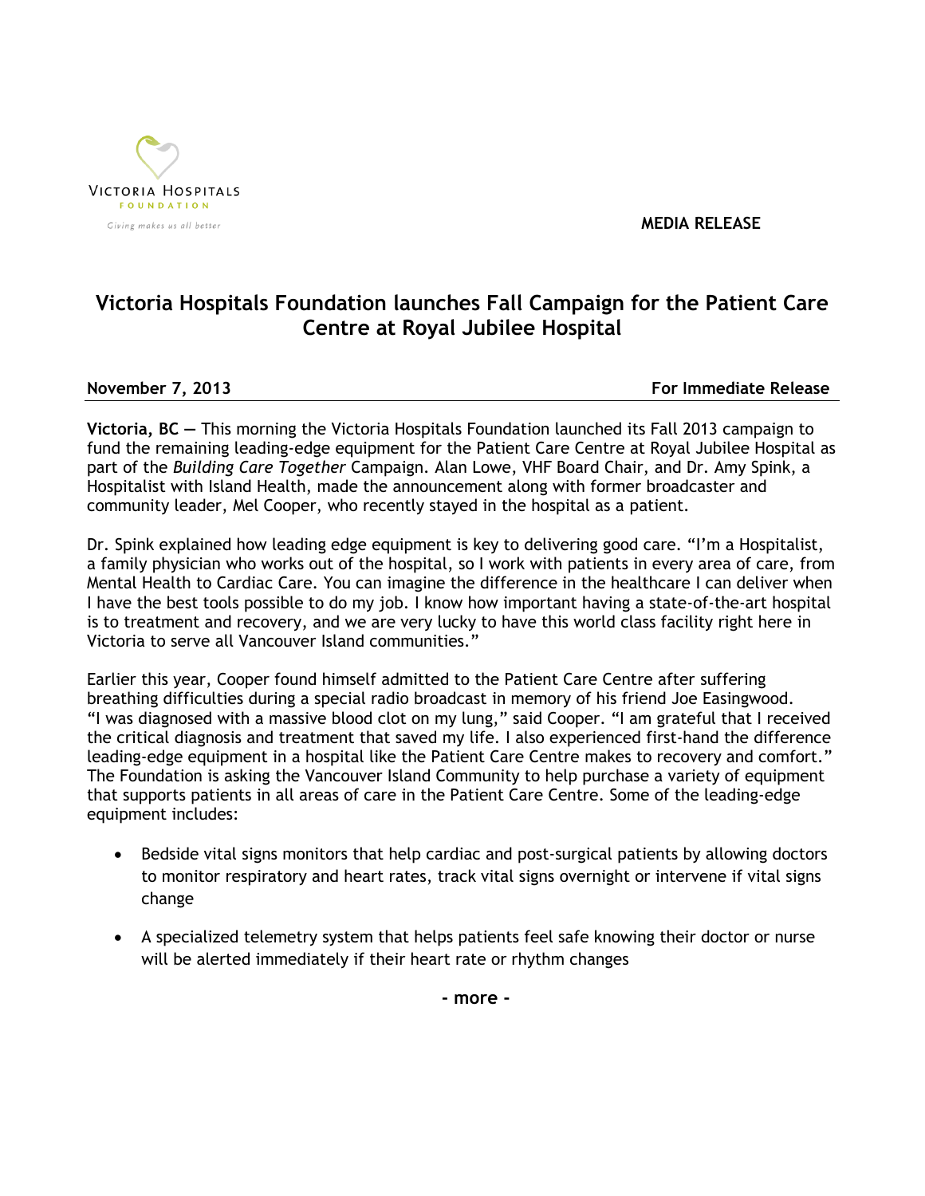Victoria Hospitals Foundation

Giving makes us all better

**MEDIA RELEASE**

# Victoria Hospitals Foundation launches Fall Campaign for the Patient Care Centre at Royal Jubilee Hospital

**November 7, 2013** **For Immediate Release**

**Victoria, BC —** This morning the Victoria Hospitals Foundation launched its Fall 2013 campaign to fund the remaining leading-edge equipment for the Patient Care Centre at Royal Jubilee Hospital as part of the *Building Care Together* Campaign. Alan Lowe, VHF Board Chair, and Dr. Amy Spink, a Hospitalist with Island Health, made the announcement along with former broadcaster and community leader, Mel Cooper, who recently stayed in the hospital as a patient.

Dr. Spink explained how leading edge equipment is key to delivering good care. "I'm a Hospitalist, a family physician who works out of the hospital, so I work with patients in every area of care, from Mental Health to Cardiac Care. You can imagine the difference in the healthcare I can deliver when I have the best tools possible to do my job. I know how important having a state-of-the-art hospital is to treatment and recovery, and we are very lucky to have this world class facility right here in Victoria to serve all Vancouver Island communities."

Earlier this year, Cooper found himself admitted to the Patient Care Centre after suffering breathing difficulties during a special radio broadcast in memory of his friend Joe Easingwood. "I was diagnosed with a massive blood clot on my lung," said Cooper. "I am grateful that I received the critical diagnosis and treatment that saved my life. I also experienced first-hand the difference leading-edge equipment in a hospital like the Patient Care Centre makes to recovery and comfort." The Foundation is asking the Vancouver Island Community to help purchase a variety of equipment that supports patients in all areas of care in the Patient Care Centre. Some of the leading-edge equipment includes:

- Bedside vital signs monitors that help cardiac and post-surgical patients by allowing doctors to monitor respiratory and heart rates, track vital signs overnight or intervene if vital signs change
- A specialized telemetry system that helps patients feel safe knowing their doctor or nurse will be alerted immediately if their heart rate or rhythm changes

**- more -**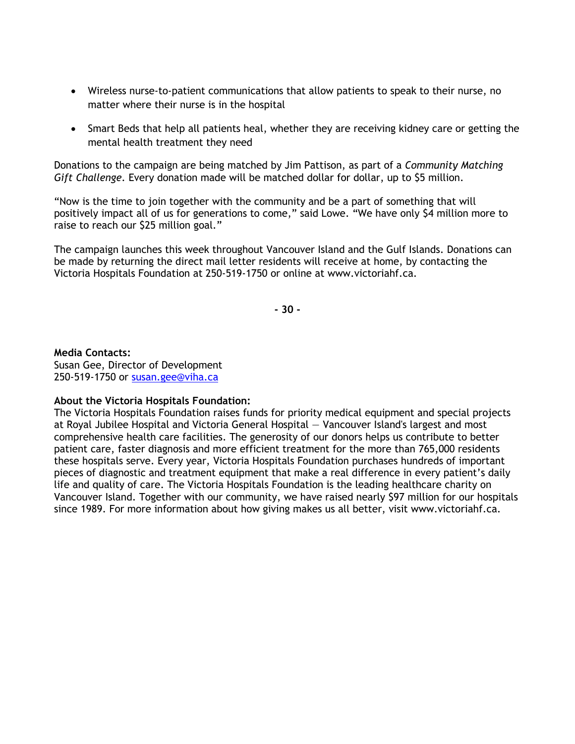- Wireless nurse-to-patient communications that allow patients to speak to their nurse, no matter where their nurse is in the hospital
- Smart Beds that help all patients heal, whether they are receiving kidney care or getting the mental health treatment they need

Donations to the campaign are being matched by Jim Pattison, as part of a *Community Matching Gift Challenge*. Every donation made will be matched dollar for dollar, up to $5 million.

“Now is the time to join together with the community and be a part of something that will positively impact all of us for generations to come,” said Lowe. “We have only $4 million more to raise to reach our $25 million goal.”

The campaign launches this week throughout Vancouver Island and the Gulf Islands. Donations can be made by returning the direct mail letter residents will receive at home, by contacting the Victoria Hospitals Foundation at 250-519-1750 or online at www.victoriahf.ca.

**- 30 -**

**Media Contacts:**
Susan Gee, Director of Development
250-519-1750 or susan.gee@viha.ca

**About the Victoria Hospitals Foundation:**
The Victoria Hospitals Foundation raises funds for priority medical equipment and special projects at Royal Jubilee Hospital and Victoria General Hospital — Vancouver Island's largest and most comprehensive health care facilities. The generosity of our donors helps us contribute to better patient care, faster diagnosis and more efficient treatment for the more than 765,000 residents these hospitals serve. Every year, Victoria Hospitals Foundation purchases hundreds of important pieces of diagnostic and treatment equipment that make a real difference in every patient’s daily life and quality of care. The Victoria Hospitals Foundation is the leading healthcare charity on Vancouver Island. Together with our community, we have raised nearly $97 million for our hospitals since 1989. For more information about how giving makes us all better, visit www.victoriahf.ca.